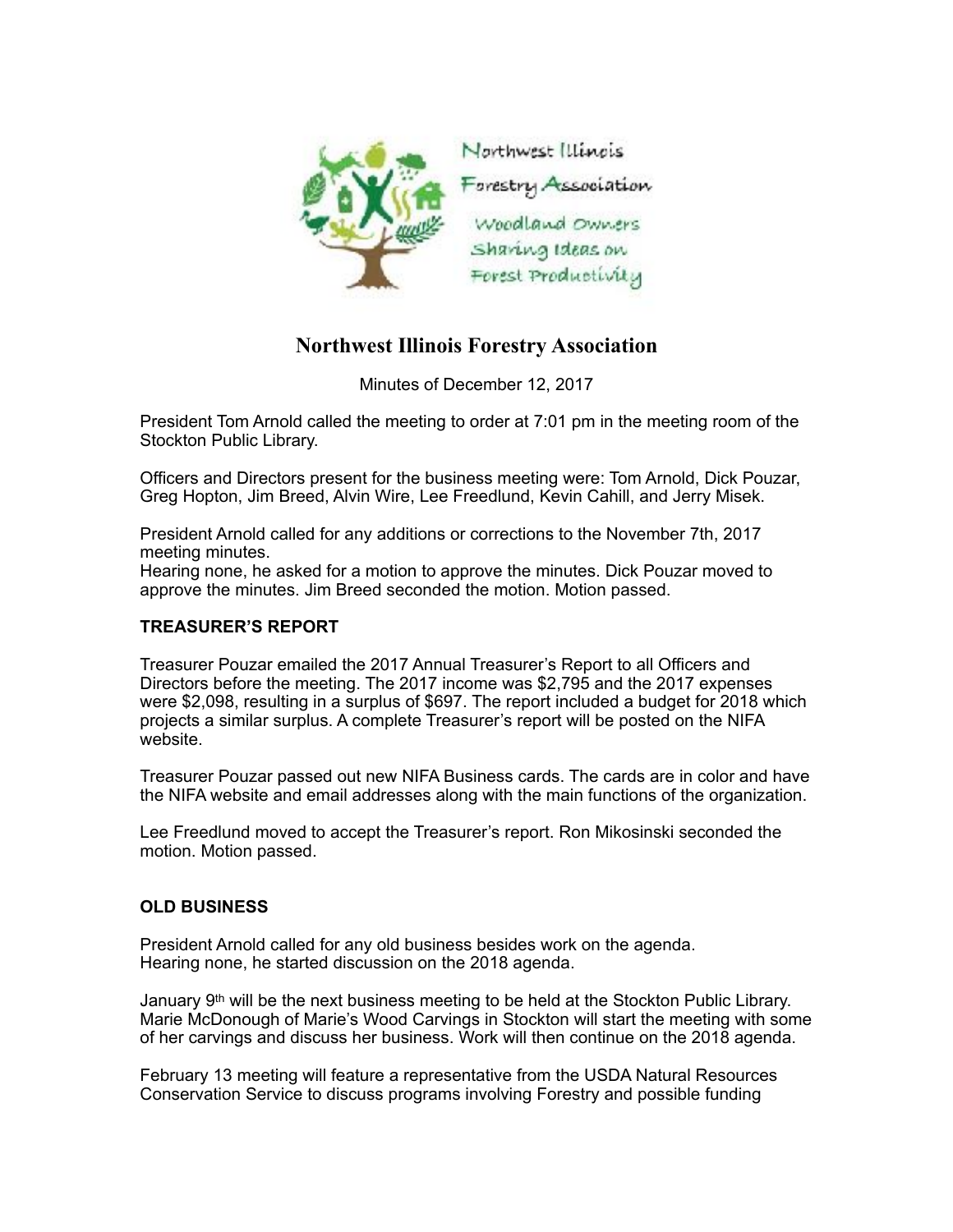Northwest Illinois Forestry Association

Woodland Owners Sharing Ideas on Forest Productivity

# Northwest Illinois Forestry Association

Minutes of December 12, 2017

President Tom Arnold called the meeting to order at 7:01 pm in the meeting room of the Stockton Public Library.

Officers and Directors present for the business meeting were: Tom Arnold, Dick Pouzar, Greg Hopton, Jim Breed, Alvin Wire, Lee Freedlund, Kevin Cahill, and Jerry Misek.

President Arnold called for any additions or corrections to the November 7th, 2017 meeting minutes.
Hearing none, he asked for a motion to approve the minutes. Dick Pouzar moved to approve the minutes. Jim Breed seconded the motion. Motion passed.

**TREASURER'S REPORT**

Treasurer Pouzar emailed the 2017 Annual Treasurer's Report to all Officers and Directors before the meeting. The 2017 income was $2,795 and the 2017 expenses were $2,098, resulting in a surplus of $697. The report included a budget for 2018 which projects a similar surplus. A complete Treasurer's report will be posted on the NIFA website.

Treasurer Pouzar passed out new NIFA Business cards. The cards are in color and have the NIFA website and email addresses along with the main functions of the organization.

Lee Freedlund moved to accept the Treasurer's report. Ron Mikosinski seconded the motion. Motion passed.

**OLD BUSINESS**

President Arnold called for any old business besides work on the agenda.
Hearing none, he started discussion on the 2018 agenda.

January 9th will be the next business meeting to be held at the Stockton Public Library. Marie McDonough of Marie's Wood Carvings in Stockton will start the meeting with some of her carvings and discuss her business. Work will then continue on the 2018 agenda.

February 13 meeting will feature a representative from the USDA Natural Resources Conservation Service to discuss programs involving Forestry and possible funding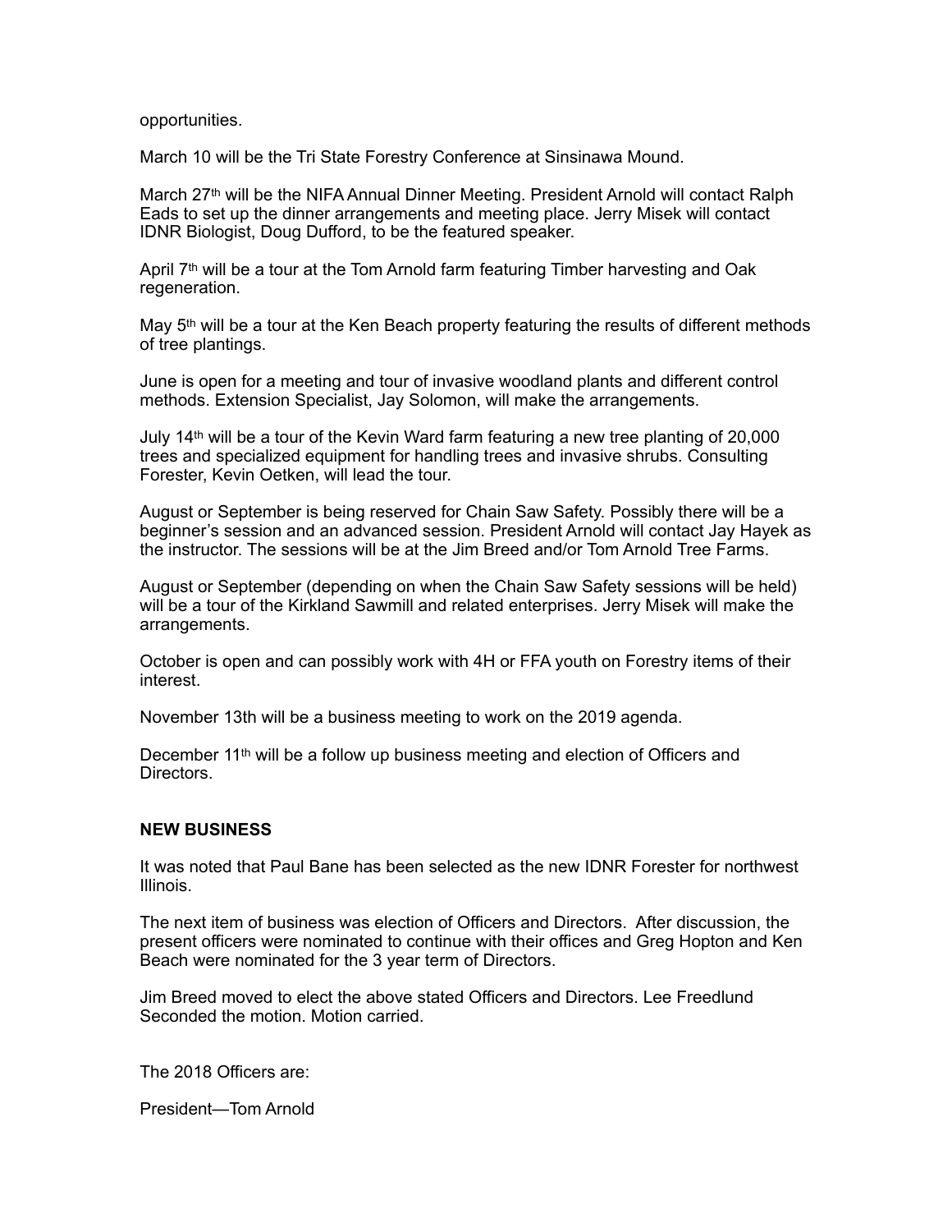opportunities.

March 10 will be the Tri State Forestry Conference at Sinsinawa Mound.

March 27th will be the NIFA Annual Dinner Meeting. President Arnold will contact Ralph Eads to set up the dinner arrangements and meeting place. Jerry Misek will contact IDNR Biologist, Doug Dufford, to be the featured speaker.

April 7th will be a tour at the Tom Arnold farm featuring Timber harvesting and Oak regeneration.

May 5th will be a tour at the Ken Beach property featuring the results of different methods of tree plantings.

June is open for a meeting and tour of invasive woodland plants and different control methods. Extension Specialist, Jay Solomon, will make the arrangements.

July 14th will be a tour of the Kevin Ward farm featuring a new tree planting of 20,000 trees and specialized equipment for handling trees and invasive shrubs. Consulting Forester, Kevin Oetken, will lead the tour.

August or September is being reserved for Chain Saw Safety. Possibly there will be a beginner's session and an advanced session. President Arnold will contact Jay Hayek as the instructor. The sessions will be at the Jim Breed and/or Tom Arnold Tree Farms.

August or September (depending on when the Chain Saw Safety sessions will be held) will be a tour of the Kirkland Sawmill and related enterprises. Jerry Misek will make the arrangements.

October is open and can possibly work with 4H or FFA youth on Forestry items of their interest.

November 13th will be a business meeting to work on the 2019 agenda.

December 11th will be a follow up business meeting and election of Officers and Directors.

**NEW BUSINESS**

It was noted that Paul Bane has been selected as the new IDNR Forester for northwest Illinois.

The next item of business was election of Officers and Directors. After discussion, the present officers were nominated to continue with their offices and Greg Hopton and Ken Beach were nominated for the 3 year term of Directors.

Jim Breed moved to elect the above stated Officers and Directors. Lee Freedlund Seconded the motion. Motion carried.

The 2018 Officers are:

President—Tom Arnold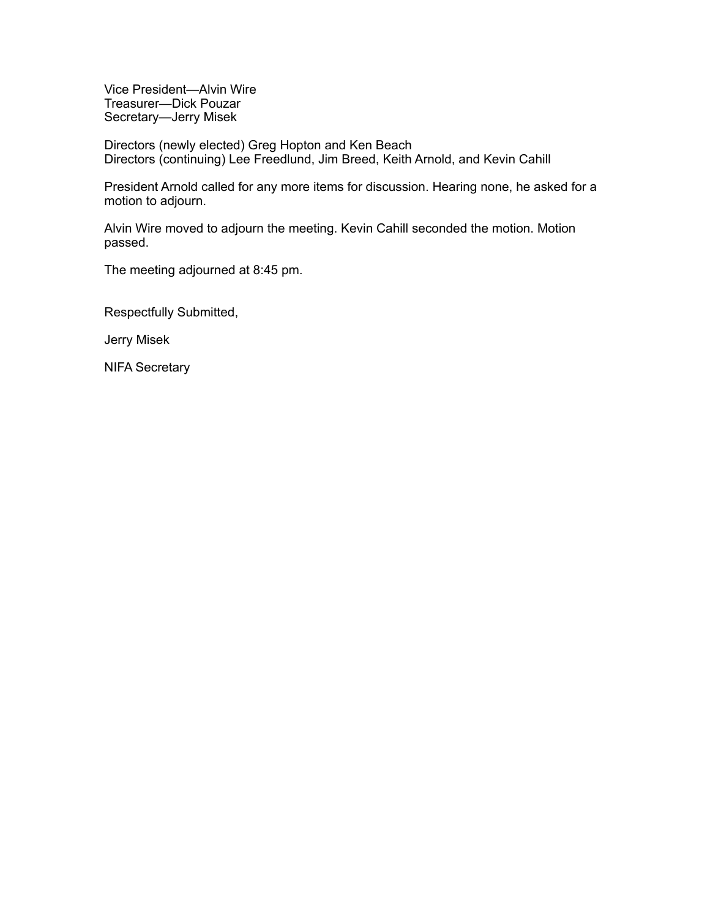Vice President—Alvin Wire
Treasurer—Dick Pouzar
Secretary—Jerry Misek

Directors (newly elected) Greg Hopton and Ken Beach
Directors (continuing) Lee Freedlund, Jim Breed, Keith Arnold, and Kevin Cahill

President Arnold called for any more items for discussion. Hearing none, he asked for a motion to adjourn.

Alvin Wire moved to adjourn the meeting. Kevin Cahill seconded the motion. Motion passed.

The meeting adjourned at 8:45 pm.

Respectfully Submitted,

Jerry Misek

NIFA Secretary